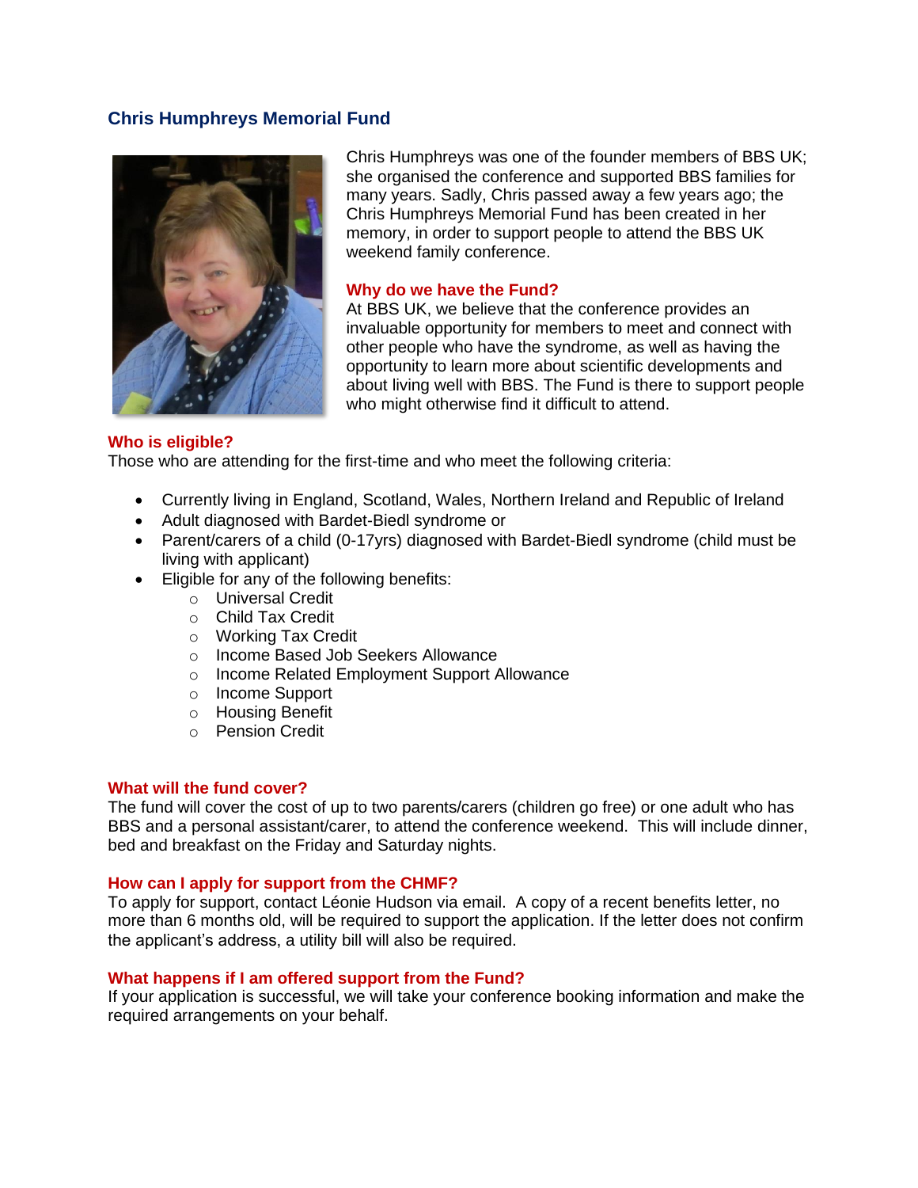# Chris Humphreys Memorial Fund

Chris Humphreys was one of the founder members of BBS UK; she organised the conference and supported BBS families for many years. Sadly, Chris passed away a few years ago; the Chris Humphreys Memorial Fund has been created in her memory, in order to support people to attend the BBS UK weekend family conference.

## Why do we have the Fund?

At BBS UK, we believe that the conference provides an invaluable opportunity for members to meet and connect with other people who have the syndrome, as well as having the opportunity to learn more about scientific developments and about living well with BBS. The Fund is there to support people who might otherwise find it difficult to attend.

## Who is eligible?

Those who are attending for the first-time and who meet the following criteria:

- Currently living in England, Scotland, Wales, Northern Ireland and Republic of Ireland
- Adult diagnosed with Bardet-Biedl syndrome or
- Parent/carers of a child (0-17yrs) diagnosed with Bardet-Biedl syndrome (child must be living with applicant)
- Eligible for any of the following benefits:
  - Universal Credit
  - Child Tax Credit
  - Working Tax Credit
  - Income Based Job Seekers Allowance
  - Income Related Employment Support Allowance
  - Income Support
  - Housing Benefit
  - Pension Credit

## What will the fund cover?

The fund will cover the cost of up to two parents/carers (children go free) or one adult who has BBS and a personal assistant/carer, to attend the conference weekend. This will include dinner, bed and breakfast on the Friday and Saturday nights.

## How can I apply for support from the CHMF?

To apply for support, contact Léonie Hudson via email. A copy of a recent benefits letter, no more than 6 months old, will be required to support the application. If the letter does not confirm the applicant's address, a utility bill will also be required.

## What happens if I am offered support from the Fund?

If your application is successful, we will take your conference booking information and make the required arrangements on your behalf.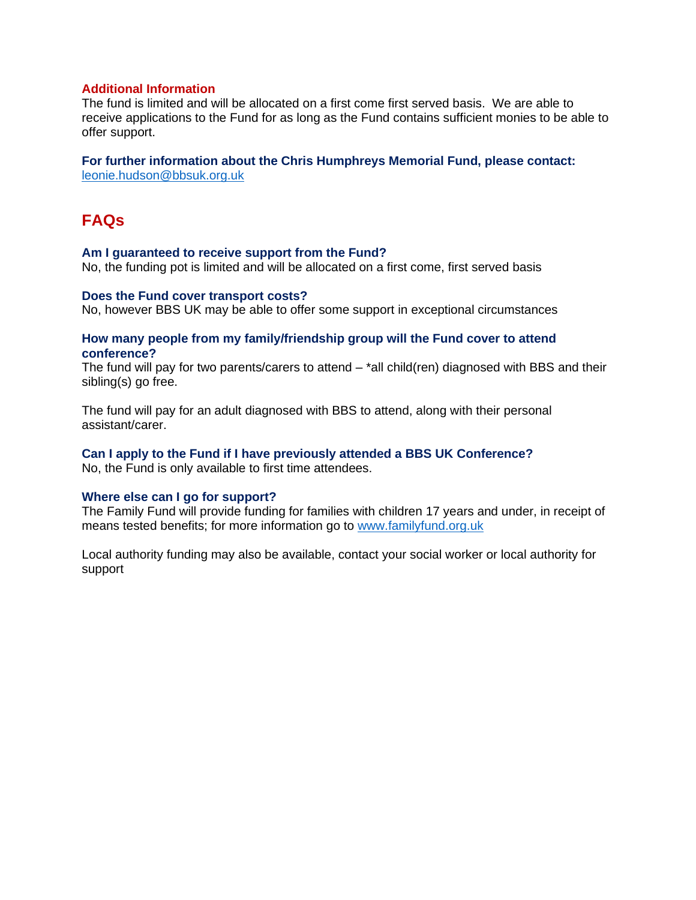### Additional Information

The fund is limited and will be allocated on a first come first served basis. We are able to receive applications to the Fund for as long as the Fund contains sufficient monies to be able to offer support.

**For further information about the Chris Humphreys Memorial Fund, please contact:**
leonie.hudson@bbsuk.org.uk

## FAQs

**Am I guaranteed to receive support from the Fund?**
No, the funding pot is limited and will be allocated on a first come, first served basis

**Does the Fund cover transport costs?**
No, however BBS UK may be able to offer some support in exceptional circumstances

**How many people from my family/friendship group will the Fund cover to attend conference?**
The fund will pay for two parents/carers to attend – *all child(ren) diagnosed with BBS and their sibling(s) go free.

The fund will pay for an adult diagnosed with BBS to attend, along with their personal assistant/carer.

**Can I apply to the Fund if I have previously attended a BBS UK Conference?**
No, the Fund is only available to first time attendees.

**Where else can I go for support?**
The Family Fund will provide funding for families with children 17 years and under, in receipt of means tested benefits; for more information go to www.familyfund.org.uk

Local authority funding may also be available, contact your social worker or local authority for support